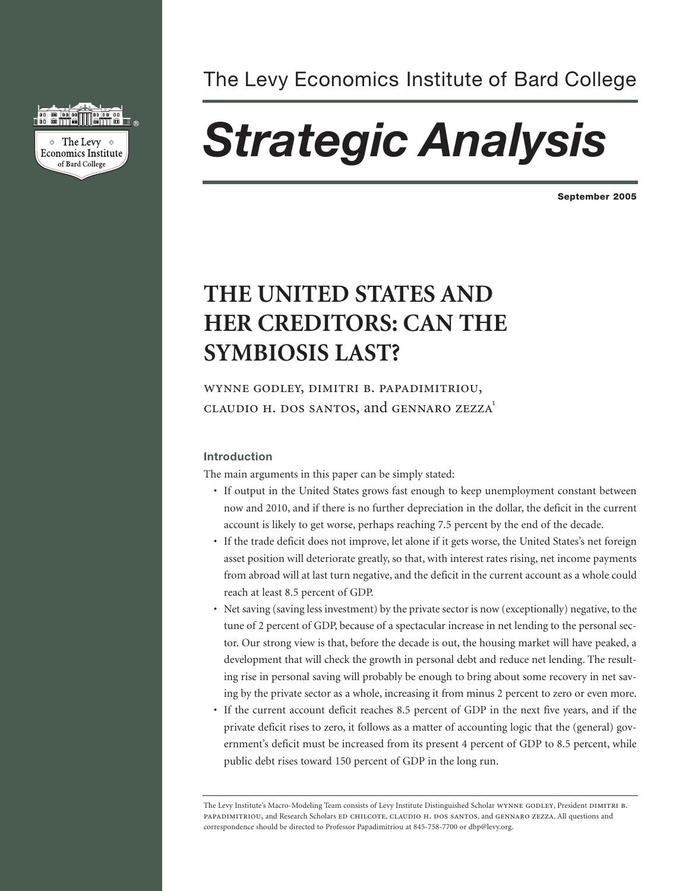The Levy Economics Institute of Bard College

# *Strategic Analysis*

**September 2005**

## THE UNITED STATES AND HER CREDITORS: CAN THE SYMBIOSIS LAST?

WYNNE GODLEY, DIMITRI B. PAPADIMITRIOU, CLAUDIO H. DOS SANTOS, and GENNARO ZEZZA[1]

### Introduction

The main arguments in this paper can be simply stated:

- If output in the United States grows fast enough to keep unemployment constant between now and 2010, and if there is no further depreciation in the dollar, the deficit in the current account is likely to get worse, perhaps reaching 7.5 percent by the end of the decade.
- If the trade deficit does not improve, let alone if it gets worse, the United States's net foreign asset position will deteriorate greatly, so that, with interest rates rising, net income payments from abroad will at last turn negative, and the deficit in the current account as a whole could reach at least 8.5 percent of GDP.
- Net saving (saving less investment) by the private sector is now (exceptionally) negative, to the tune of 2 percent of GDP, because of a spectacular increase in net lending to the personal sector. Our strong view is that, before the decade is out, the housing market will have peaked, a development that will check the growth in personal debt and reduce net lending. The resulting rise in personal saving will probably be enough to bring about some recovery in net saving by the private sector as a whole, increasing it from minus 2 percent to zero or even more.
- If the current account deficit reaches 8.5 percent of GDP in the next five years, and if the private deficit rises to zero, it follows as a matter of accounting logic that the (general) government's deficit must be increased from its present 4 percent of GDP to 8.5 percent, while public debt rises toward 150 percent of GDP in the long run.

The Levy Institute's Macro-Modeling Team consists of Levy Institute Distinguished Scholar WYNNE GODLEY, President DIMITRI B. PAPADIMITRIOU, and Research Scholars ED CHILCOTE, CLAUDIO H. DOS SANTOS, and GENNARO ZEZZA. All questions and correspondence should be directed to Professor Papadimitriou at 845-758-7700 or dbp@levy.org.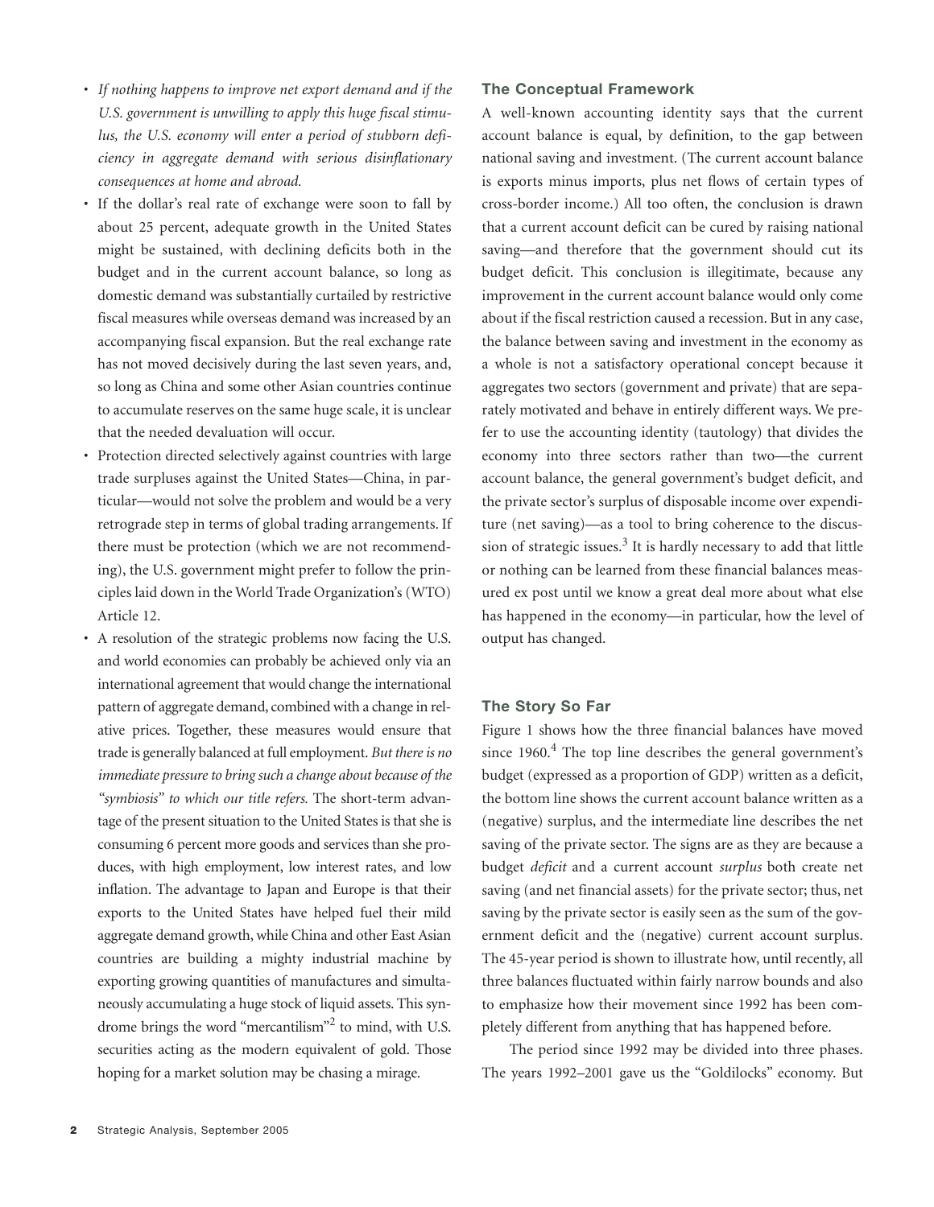- *If nothing happens to improve net export demand and if the U.S. government is unwilling to apply this huge fiscal stimulus, the U.S. economy will enter a period of stubborn deficiency in aggregate demand with serious disinflationary consequences at home and abroad.*
- If the dollar's real rate of exchange were soon to fall by about 25 percent, adequate growth in the United States might be sustained, with declining deficits both in the budget and in the current account balance, so long as domestic demand was substantially curtailed by restrictive fiscal measures while overseas demand was increased by an accompanying fiscal expansion. But the real exchange rate has not moved decisively during the last seven years, and, so long as China and some other Asian countries continue to accumulate reserves on the same huge scale, it is unclear that the needed devaluation will occur.
- Protection directed selectively against countries with large trade surpluses against the United States—China, in particular—would not solve the problem and would be a very retrograde step in terms of global trading arrangements. If there must be protection (which we are not recommending), the U.S. government might prefer to follow the principles laid down in the World Trade Organization's (WTO) Article 12.
- A resolution of the strategic problems now facing the U.S. and world economies can probably be achieved only via an international agreement that would change the international pattern of aggregate demand, combined with a change in relative prices. Together, these measures would ensure that trade is generally balanced at full employment. *But there is no immediate pressure to bring such a change about because of the "symbiosis" to which our title refers.* The short-term advantage of the present situation to the United States is that she is consuming 6 percent more goods and services than she produces, with high employment, low interest rates, and low inflation. The advantage to Japan and Europe is that their exports to the United States have helped fuel their mild aggregate demand growth, while China and other East Asian countries are building a mighty industrial machine by exporting growing quantities of manufactures and simultaneously accumulating a huge stock of liquid assets. This syndrome brings the word "mercantilism"[2] to mind, with U.S. securities acting as the modern equivalent of gold. Those hoping for a market solution may be chasing a mirage.

## The Conceptual Framework

A well-known accounting identity says that the current account balance is equal, by definition, to the gap between national saving and investment. (The current account balance is exports minus imports, plus net flows of certain types of cross-border income.) All too often, the conclusion is drawn that a current account deficit can be cured by raising national saving—and therefore that the government should cut its budget deficit. This conclusion is illegitimate, because any improvement in the current account balance would only come about if the fiscal restriction caused a recession. But in any case, the balance between saving and investment in the economy as a whole is not a satisfactory operational concept because it aggregates two sectors (government and private) that are separately motivated and behave in entirely different ways. We prefer to use the accounting identity (tautology) that divides the economy into three sectors rather than two—the current account balance, the general government's budget deficit, and the private sector's surplus of disposable income over expenditure (net saving)—as a tool to bring coherence to the discussion of strategic issues.[3] It is hardly necessary to add that little or nothing can be learned from these financial balances measured ex post until we know a great deal more about what else has happened in the economy—in particular, how the level of output has changed.

## The Story So Far

Figure 1 shows how the three financial balances have moved since 1960.[4] The top line describes the general government's budget (expressed as a proportion of GDP) written as a deficit, the bottom line shows the current account balance written as a (negative) surplus, and the intermediate line describes the net saving of the private sector. The signs are as they are because a budget *deficit* and a current account *surplus* both create net saving (and net financial assets) for the private sector; thus, net saving by the private sector is easily seen as the sum of the government deficit and the (negative) current account surplus. The 45-year period is shown to illustrate how, until recently, all three balances fluctuated within fairly narrow bounds and also to emphasize how their movement since 1992 has been completely different from anything that has happened before.

The period since 1992 may be divided into three phases. The years 1992–2001 gave us the "Goldilocks" economy. But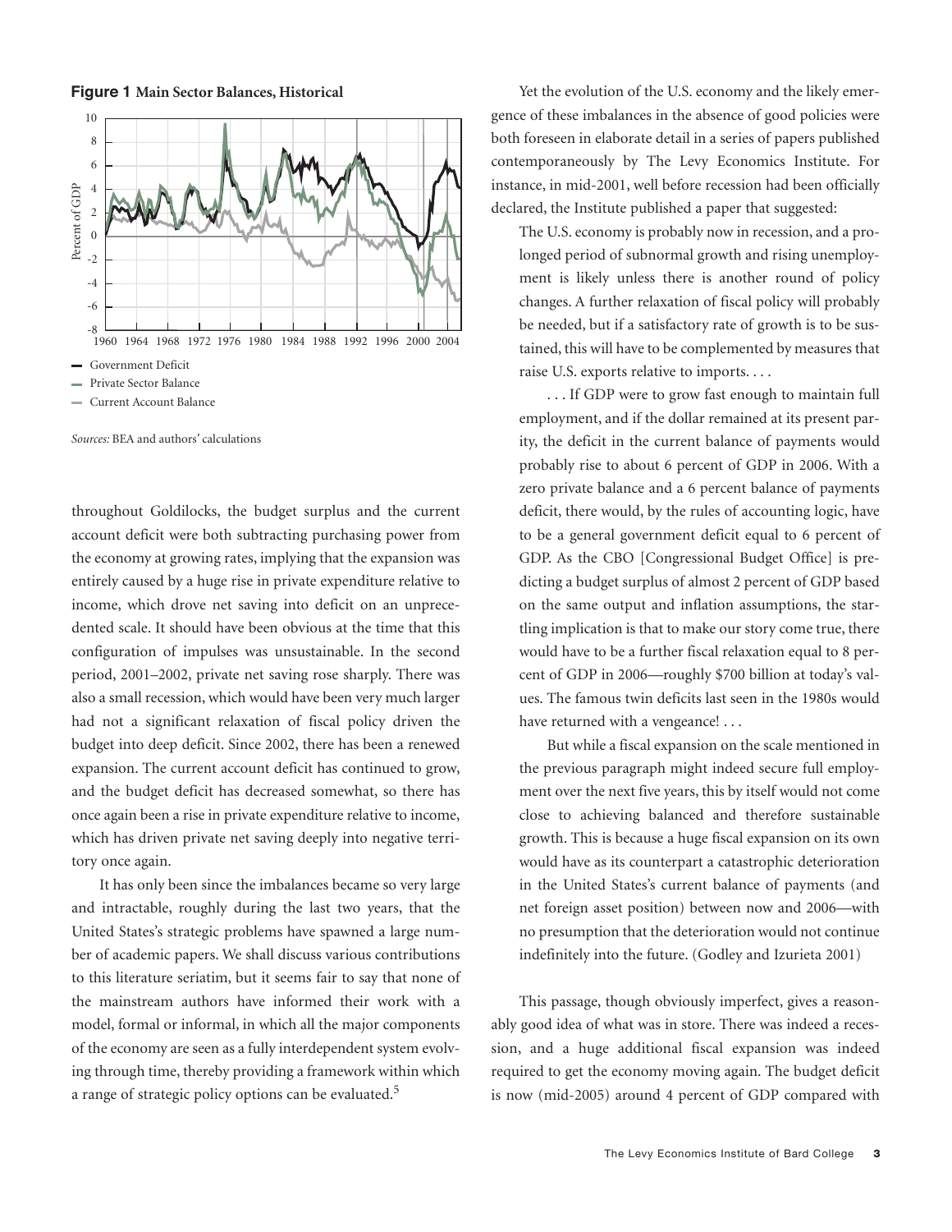**Figure 1 Main Sector Balances, Historical**

- Government Deficit
- Private Sector Balance
- Current Account Balance

*Sources:* BEA and authors' calculations

throughout Goldilocks, the budget surplus and the current account deficit were both subtracting purchasing power from the economy at growing rates, implying that the expansion was entirely caused by a huge rise in private expenditure relative to income, which drove net saving into deficit on an unprecedented scale. It should have been obvious at the time that this configuration of impulses was unsustainable. In the second period, 2001–2002, private net saving rose sharply. There was also a small recession, which would have been very much larger had not a significant relaxation of fiscal policy driven the budget into deep deficit. Since 2002, there has been a renewed expansion. The current account deficit has continued to grow, and the budget deficit has decreased somewhat, so there has once again been a rise in private expenditure relative to income, which has driven private net saving deeply into negative territory once again.

It has only been since the imbalances became so very large and intractable, roughly during the last two years, that the United States's strategic problems have spawned a large number of academic papers. We shall discuss various contributions to this literature seriatim, but it seems fair to say that none of the mainstream authors have informed their work with a model, formal or informal, in which all the major components of the economy are seen as a fully interdependent system evolving through time, thereby providing a framework within which a range of strategic policy options can be evaluated.[5]

Yet the evolution of the U.S. economy and the likely emergence of these imbalances in the absence of good policies were both foreseen in elaborate detail in a series of papers published contemporaneously by The Levy Economics Institute. For instance, in mid-2001, well before recession had been officially declared, the Institute published a paper that suggested:

> The U.S. economy is probably now in recession, and a prolonged period of subnormal growth and rising unemployment is likely unless there is another round of policy changes. A further relaxation of fiscal policy will probably be needed, but if a satisfactory rate of growth is to be sustained, this will have to be complemented by measures that raise U.S. exports relative to imports. . . .
>
> . . . If GDP were to grow fast enough to maintain full employment, and if the dollar remained at its present parity, the deficit in the current balance of payments would probably rise to about 6 percent of GDP in 2006. With a zero private balance and a 6 percent balance of payments deficit, there would, by the rules of accounting logic, have to be a general government deficit equal to 6 percent of GDP. As the CBO [Congressional Budget Office] is predicting a budget surplus of almost 2 percent of GDP based on the same output and inflation assumptions, the startling implication is that to make our story come true, there would have to be a further fiscal relaxation equal to 8 percent of GDP in 2006—roughly $700 billion at today's values. The famous twin deficits last seen in the 1980s would have returned with a vengeance! . . .
>
> But while a fiscal expansion on the scale mentioned in the previous paragraph might indeed secure full employment over the next five years, this by itself would not come close to achieving balanced and therefore sustainable growth. This is because a huge fiscal expansion on its own would have as its counterpart a catastrophic deterioration in the United States's current balance of payments (and net foreign asset position) between now and 2006—with no presumption that the deterioration would not continue indefinitely into the future. (Godley and Izurieta 2001)

This passage, though obviously imperfect, gives a reasonably good idea of what was in store. There was indeed a recession, and a huge additional fiscal expansion was indeed required to get the economy moving again. The budget deficit is now (mid-2005) around 4 percent of GDP compared with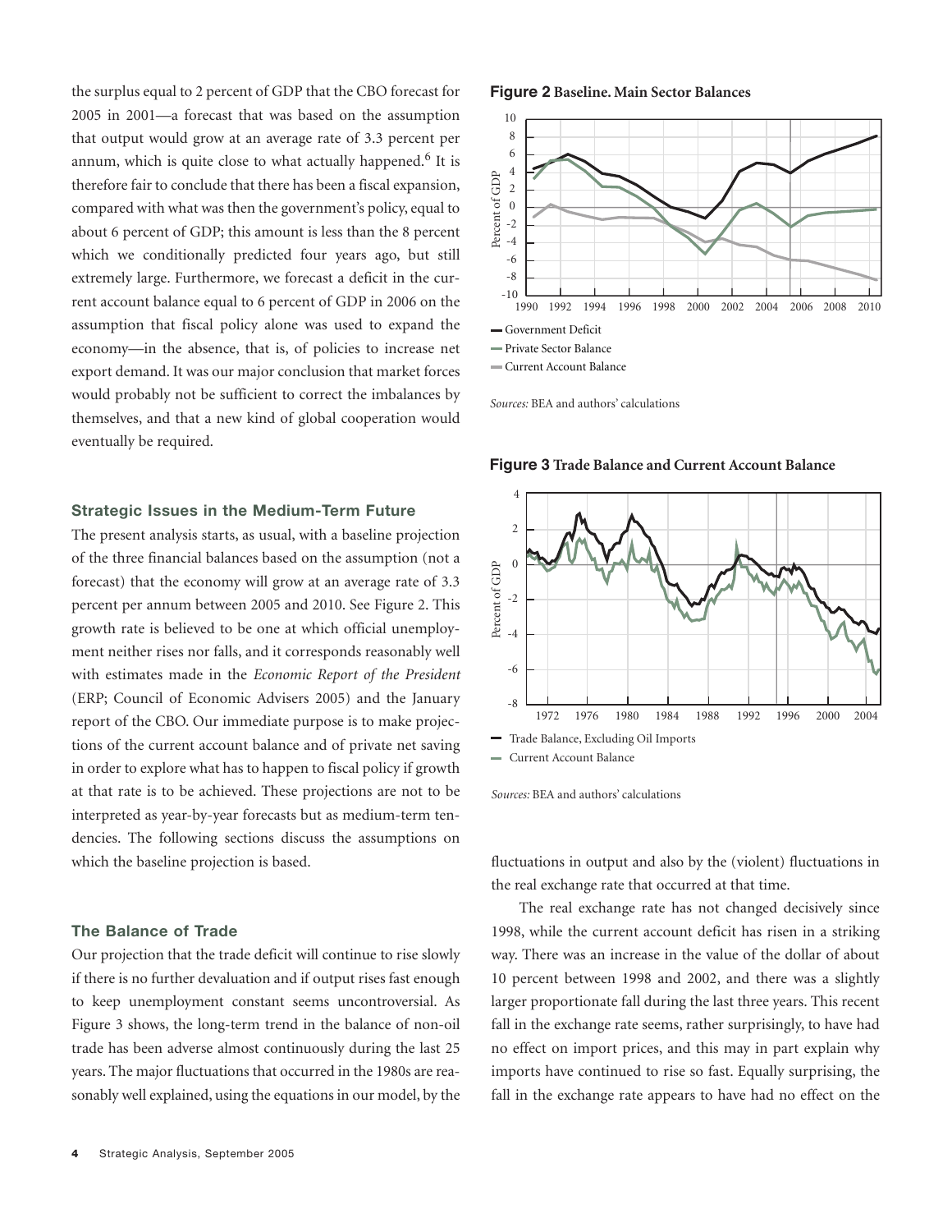the surplus equal to 2 percent of GDP that the CBO forecast for 2005 in 2001—a forecast that was based on the assumption that output would grow at an average rate of 3.3 percent per annum, which is quite close to what actually happened.[6] It is therefore fair to conclude that there has been a fiscal expansion, compared with what was then the government's policy, equal to about 6 percent of GDP; this amount is less than the 8 percent which we conditionally predicted four years ago, but still extremely large. Furthermore, we forecast a deficit in the current account balance equal to 6 percent of GDP in 2006 on the assumption that fiscal policy alone was used to expand the economy—in the absence, that is, of policies to increase net export demand. It was our major conclusion that market forces would probably not be sufficient to correct the imbalances by themselves, and that a new kind of global cooperation would eventually be required.

## Strategic Issues in the Medium-Term Future

The present analysis starts, as usual, with a baseline projection of the three financial balances based on the assumption (not a forecast) that the economy will grow at an average rate of 3.3 percent per annum between 2005 and 2010. See Figure 2. This growth rate is believed to be one at which official unemployment neither rises nor falls, and it corresponds reasonably well with estimates made in the *Economic Report of the President* (ERP; Council of Economic Advisers 2005) and the January report of the CBO. Our immediate purpose is to make projections of the current account balance and of private net saving in order to explore what has to happen to fiscal policy if growth at that rate is to be achieved. These projections are not to be interpreted as year-by-year forecasts but as medium-term tendencies. The following sections discuss the assumptions on which the baseline projection is based.

## The Balance of Trade

Our projection that the trade deficit will continue to rise slowly if there is no further devaluation and if output rises fast enough to keep unemployment constant seems uncontroversial. As Figure 3 shows, the long-term trend in the balance of non-oil trade has been adverse almost continuously during the last 25 years. The major fluctuations that occurred in the 1980s are reasonably well explained, using the equations in our model, by the fluctuations in output and also by the (violent) fluctuations in the real exchange rate that occurred at that time.

**Figure 2** **Baseline. Main Sector Balances**

Government Deficit
Private Sector Balance
Current Account Balance

*Sources:* BEA and authors' calculations

**Figure 3** **Trade Balance and Current Account Balance**

Trade Balance, Excluding Oil Imports
Current Account Balance

*Sources:* BEA and authors' calculations

The real exchange rate has not changed decisively since 1998, while the current account deficit has risen in a striking way. There was an increase in the value of the dollar of about 10 percent between 1998 and 2002, and there was a slightly larger proportionate fall during the last three years. This recent fall in the exchange rate seems, rather surprisingly, to have had no effect on import prices, and this may in part explain why imports have continued to rise so fast. Equally surprising, the fall in the exchange rate appears to have had no effect on the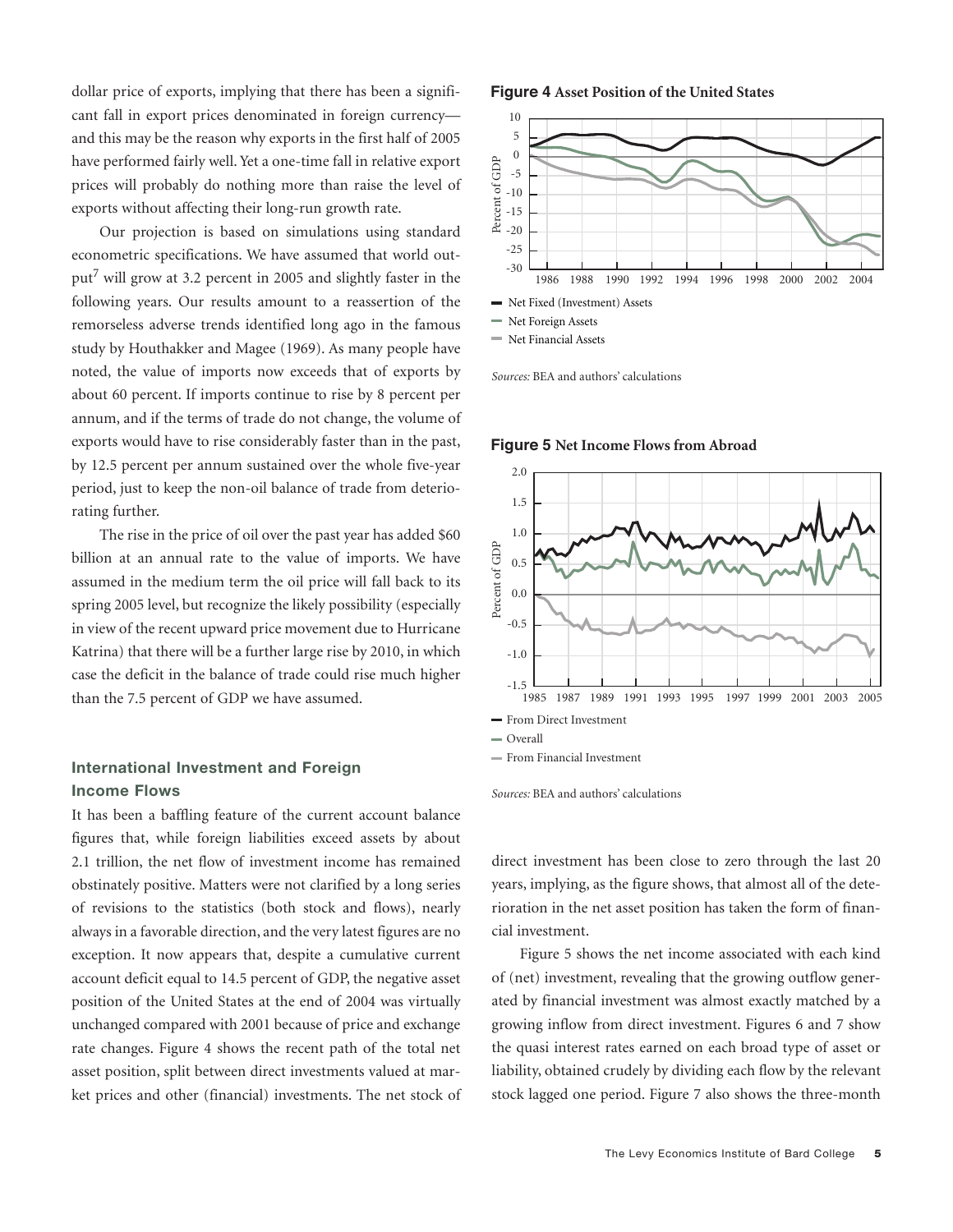dollar price of exports, implying that there has been a significant fall in export prices denominated in foreign currency—and this may be the reason why exports in the first half of 2005 have performed fairly well. Yet a one-time fall in relative export prices will probably do nothing more than raise the level of exports without affecting their long-run growth rate.

Our projection is based on simulations using standard econometric specifications. We have assumed that world output[7] will grow at 3.2 percent in 2005 and slightly faster in the following years. Our results amount to a reassertion of the remorseless adverse trends identified long ago in the famous study by Houthakker and Magee (1969). As many people have noted, the value of imports now exceeds that of exports by about 60 percent. If imports continue to rise by 8 percent per annum, and if the terms of trade do not change, the volume of exports would have to rise considerably faster than in the past, by 12.5 percent per annum sustained over the whole five-year period, just to keep the non-oil balance of trade from deteriorating further.

The rise in the price of oil over the past year has added $60 billion at an annual rate to the value of imports. We have assumed in the medium term the oil price will fall back to its spring 2005 level, but recognize the likely possibility (especially in view of the recent upward price movement due to Hurricane Katrina) that there will be a further large rise by 2010, in which case the deficit in the balance of trade could rise much higher than the 7.5 percent of GDP we have assumed.

## International Investment and Foreign Income Flows

It has been a baffling feature of the current account balance figures that, while foreign liabilities exceed assets by about 2.1 trillion, the net flow of investment income has remained obstinately positive. Matters were not clarified by a long series of revisions to the statistics (both stock and flows), nearly always in a favorable direction, and the very latest figures are no exception. It now appears that, despite a cumulative current account deficit equal to 14.5 percent of GDP, the negative asset position of the United States at the end of 2004 was virtually unchanged compared with 2001 because of price and exchange rate changes. Figure 4 shows the recent path of the total net asset position, split between direct investments valued at market prices and other (financial) investments. The net stock of direct investment has been close to zero through the last 20 years, implying, as the figure shows, that almost all of the deterioration in the net asset position has taken the form of financial investment.

Figure 5 shows the net income associated with each kind of (net) investment, revealing that the growing outflow generated by financial investment was almost exactly matched by a growing inflow from direct investment. Figures 6 and 7 show the quasi interest rates earned on each broad type of asset or liability, obtained crudely by dividing each flow by the relevant stock lagged one period. Figure 7 also shows the three-month

**Figure 4** Asset Position of the United States

- Net Fixed (Investment) Assets
- Net Foreign Assets
- Net Financial Assets

*Sources:* BEA and authors' calculations

**Figure 5** Net Income Flows from Abroad

- From Direct Investment
- Overall
- From Financial Investment

*Sources:* BEA and authors' calculations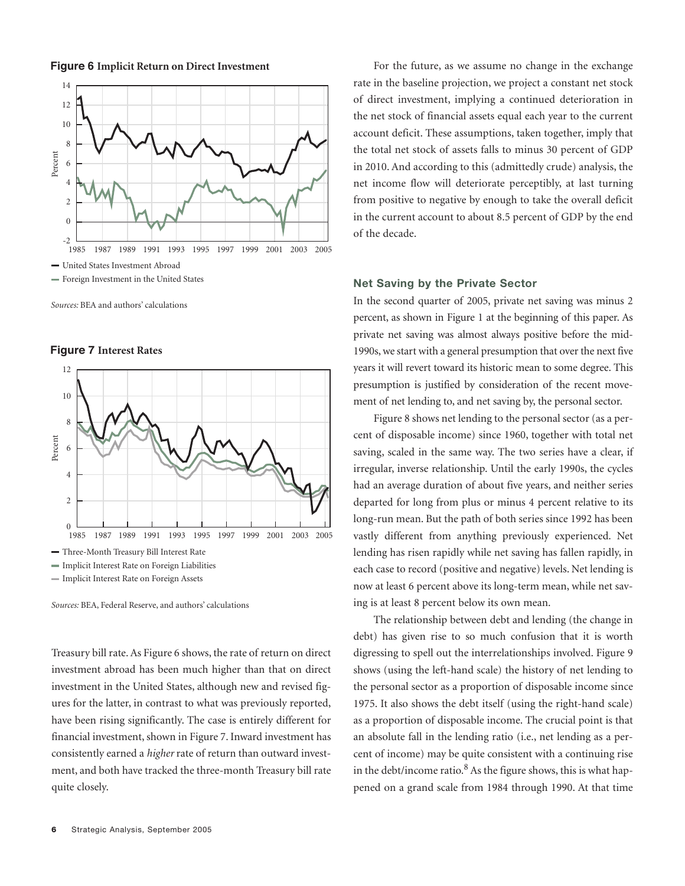**Figure 6** Implicit Return on Direct Investment

— United States Investment Abroad
— Foreign Investment in the United States

*Sources:* BEA and authors' calculations

**Figure 7** Interest Rates

— Three-Month Treasury Bill Interest Rate
— Implicit Interest Rate on Foreign Liabilities
— Implicit Interest Rate on Foreign Assets

*Sources:* BEA, Federal Reserve, and authors' calculations

Treasury bill rate. As Figure 6 shows, the rate of return on direct investment abroad has been much higher than that on direct investment in the United States, although new and revised figures for the latter, in contrast to what was previously reported, have been rising significantly. The case is entirely different for financial investment, shown in Figure 7. Inward investment has consistently earned a *higher* rate of return than outward investment, and both have tracked the three-month Treasury bill rate quite closely.

For the future, as we assume no change in the exchange rate in the baseline projection, we project a constant net stock of direct investment, implying a continued deterioration in the net stock of financial assets equal each year to the current account deficit. These assumptions, taken together, imply that the total net stock of assets falls to minus 30 percent of GDP in 2010. And according to this (admittedly crude) analysis, the net income flow will deteriorate perceptibly, at last turning from positive to negative by enough to take the overall deficit in the current account to about 8.5 percent of GDP by the end of the decade.

## Net Saving by the Private Sector

In the second quarter of 2005, private net saving was minus 2 percent, as shown in Figure 1 at the beginning of this paper. As private net saving was almost always positive before the mid-1990s, we start with a general presumption that over the next five years it will revert toward its historic mean to some degree. This presumption is justified by consideration of the recent movement of net lending to, and net saving by, the personal sector.

Figure 8 shows net lending to the personal sector (as a percent of disposable income) since 1960, together with total net saving, scaled in the same way. The two series have a clear, if irregular, inverse relationship. Until the early 1990s, the cycles had an average duration of about five years, and neither series departed for long from plus or minus 4 percent relative to its long-run mean. But the path of both series since 1992 has been vastly different from anything previously experienced. Net lending has risen rapidly while net saving has fallen rapidly, in each case to record (positive and negative) levels. Net lending is now at least 6 percent above its long-term mean, while net saving is at least 8 percent below its own mean.

The relationship between debt and lending (the change in debt) has given rise to so much confusion that it is worth digressing to spell out the interrelationships involved. Figure 9 shows (using the left-hand scale) the history of net lending to the personal sector as a proportion of disposable income since 1975. It also shows the debt itself (using the right-hand scale) as a proportion of disposable income. The crucial point is that an absolute fall in the lending ratio (i.e., net lending as a percent of income) may be quite consistent with a continuing rise in the debt/income ratio.[8] As the figure shows, this is what happened on a grand scale from 1984 through 1990. At that time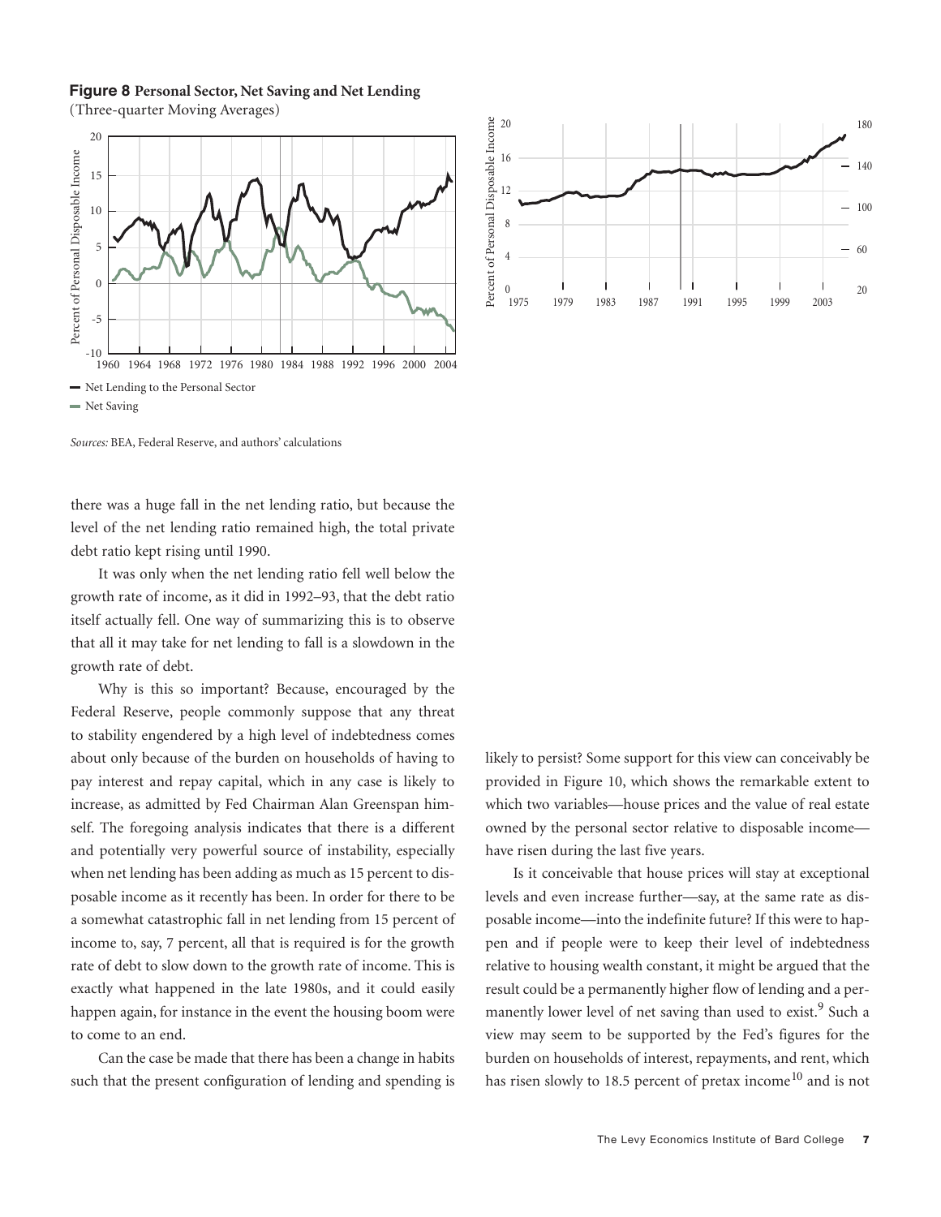**Figure 8 Personal Sector, Net Saving and Net Lending**
(Three-quarter Moving Averages)

Percent of Personal Disposable Income

20
15
10
5
0
-5
-10

1960 1964 1968 1972 1976 1980 1984 1988 1992 1996 2000 2004

— Net Lending to the Personal Sector
— Net Saving

*Sources:* BEA, Federal Reserve, and authors' calculations

Percent of Personal Disposable Income

20
16
12
8
4
0

180
140
100
60
20

1975 1979 1983 1987 1991 1995 1999 2003

there was a huge fall in the net lending ratio, but because the level of the net lending ratio remained high, the total private debt ratio kept rising until 1990.

It was only when the net lending ratio fell well below the growth rate of income, as it did in 1992–93, that the debt ratio itself actually fell. One way of summarizing this is to observe that all it may take for net lending to fall is a slowdown in the growth rate of debt.

Why is this so important? Because, encouraged by the Federal Reserve, people commonly suppose that any threat to stability engendered by a high level of indebtedness comes about only because of the burden on households of having to pay interest and repay capital, which in any case is likely to increase, as admitted by Fed Chairman Alan Greenspan himself. The foregoing analysis indicates that there is a different and potentially very powerful source of instability, especially when net lending has been adding as much as 15 percent to disposable income as it recently has been. In order for there to be a somewhat catastrophic fall in net lending from 15 percent of income to, say, 7 percent, all that is required is for the growth rate of debt to slow down to the growth rate of income. This is exactly what happened in the late 1980s, and it could easily happen again, for instance in the event the housing boom were to come to an end.

Can the case be made that there has been a change in habits such that the present configuration of lending and spending is likely to persist? Some support for this view can conceivably be provided in Figure 10, which shows the remarkable extent to which two variables—house prices and the value of real estate owned by the personal sector relative to disposable income—have risen during the last five years.

Is it conceivable that house prices will stay at exceptional levels and even increase further—say, at the same rate as disposable income—into the indefinite future? If this were to happen and if people were to keep their level of indebtedness relative to housing wealth constant, it might be argued that the result could be a permanently higher flow of lending and a permanently lower level of net saving than used to exist.[9] Such a view may seem to be supported by the Fed's figures for the burden on households of interest, repayments, and rent, which has risen slowly to 18.5 percent of pretax income[10] and is not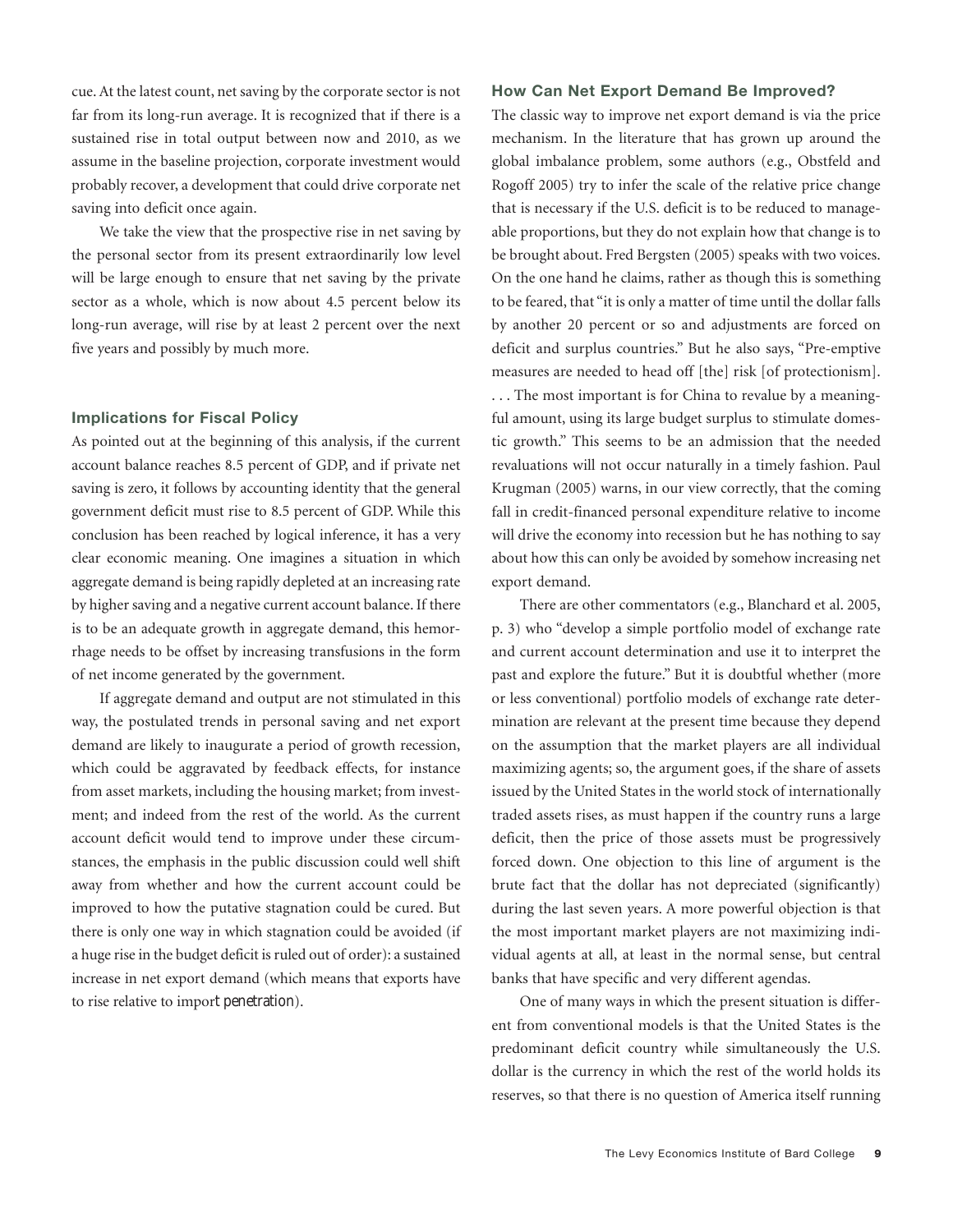cue. At the latest count, net saving by the corporate sector is not far from its long-run average. It is recognized that if there is a sustained rise in total output between now and 2010, as we assume in the baseline projection, corporate investment would probably recover, a development that could drive corporate net saving into deficit once again.

We take the view that the prospective rise in net saving by the personal sector from its present extraordinarily low level will be large enough to ensure that net saving by the private sector as a whole, which is now about 4.5 percent below its long-run average, will rise by at least 2 percent over the next five years and possibly by much more.

### Implications for Fiscal Policy

As pointed out at the beginning of this analysis, if the current account balance reaches 8.5 percent of GDP, and if private net saving is zero, it follows by accounting identity that the general government deficit must rise to 8.5 percent of GDP. While this conclusion has been reached by logical inference, it has a very clear economic meaning. One imagines a situation in which aggregate demand is being rapidly depleted at an increasing rate by higher saving and a negative current account balance. If there is to be an adequate growth in aggregate demand, this hemorrhage needs to be offset by increasing transfusions in the form of net income generated by the government.

If aggregate demand and output are not stimulated in this way, the postulated trends in personal saving and net export demand are likely to inaugurate a period of growth recession, which could be aggravated by feedback effects, for instance from asset markets, including the housing market; from investment; and indeed from the rest of the world. As the current account deficit would tend to improve under these circumstances, the emphasis in the public discussion could well shift away from whether and how the current account could be improved to how the putative stagnation could be cured. But there is only one way in which stagnation could be avoided (if a huge rise in the budget deficit is ruled out of order): a sustained increase in net export demand (which means that exports have to rise relative to import penetration).

### How Can Net Export Demand Be Improved?

The classic way to improve net export demand is via the price mechanism. In the literature that has grown up around the global imbalance problem, some authors (e.g., Obstfeld and Rogoff 2005) try to infer the scale of the relative price change that is necessary if the U.S. deficit is to be reduced to manageable proportions, but they do not explain how that change is to be brought about. Fred Bergsten (2005) speaks with two voices. On the one hand he claims, rather as though this is something to be feared, that "it is only a matter of time until the dollar falls by another 20 percent or so and adjustments are forced on deficit and surplus countries." But he also says, "Pre-emptive measures are needed to head off [the] risk [of protectionism]. . . . The most important is for China to revalue by a meaningful amount, using its large budget surplus to stimulate domestic growth." This seems to be an admission that the needed revaluations will not occur naturally in a timely fashion. Paul Krugman (2005) warns, in our view correctly, that the coming fall in credit-financed personal expenditure relative to income will drive the economy into recession but he has nothing to say about how this can only be avoided by somehow increasing net export demand.

There are other commentators (e.g., Blanchard et al. 2005, p. 3) who "develop a simple portfolio model of exchange rate and current account determination and use it to interpret the past and explore the future." But it is doubtful whether (more or less conventional) portfolio models of exchange rate determination are relevant at the present time because they depend on the assumption that the market players are all individual maximizing agents; so, the argument goes, if the share of assets issued by the United States in the world stock of internationally traded assets rises, as must happen if the country runs a large deficit, then the price of those assets must be progressively forced down. One objection to this line of argument is the brute fact that the dollar has not depreciated (significantly) during the last seven years. A more powerful objection is that the most important market players are not maximizing individual agents at all, at least in the normal sense, but central banks that have specific and very different agendas.

One of many ways in which the present situation is different from conventional models is that the United States is the predominant deficit country while simultaneously the U.S. dollar is the currency in which the rest of the world holds its reserves, so that there is no question of America itself running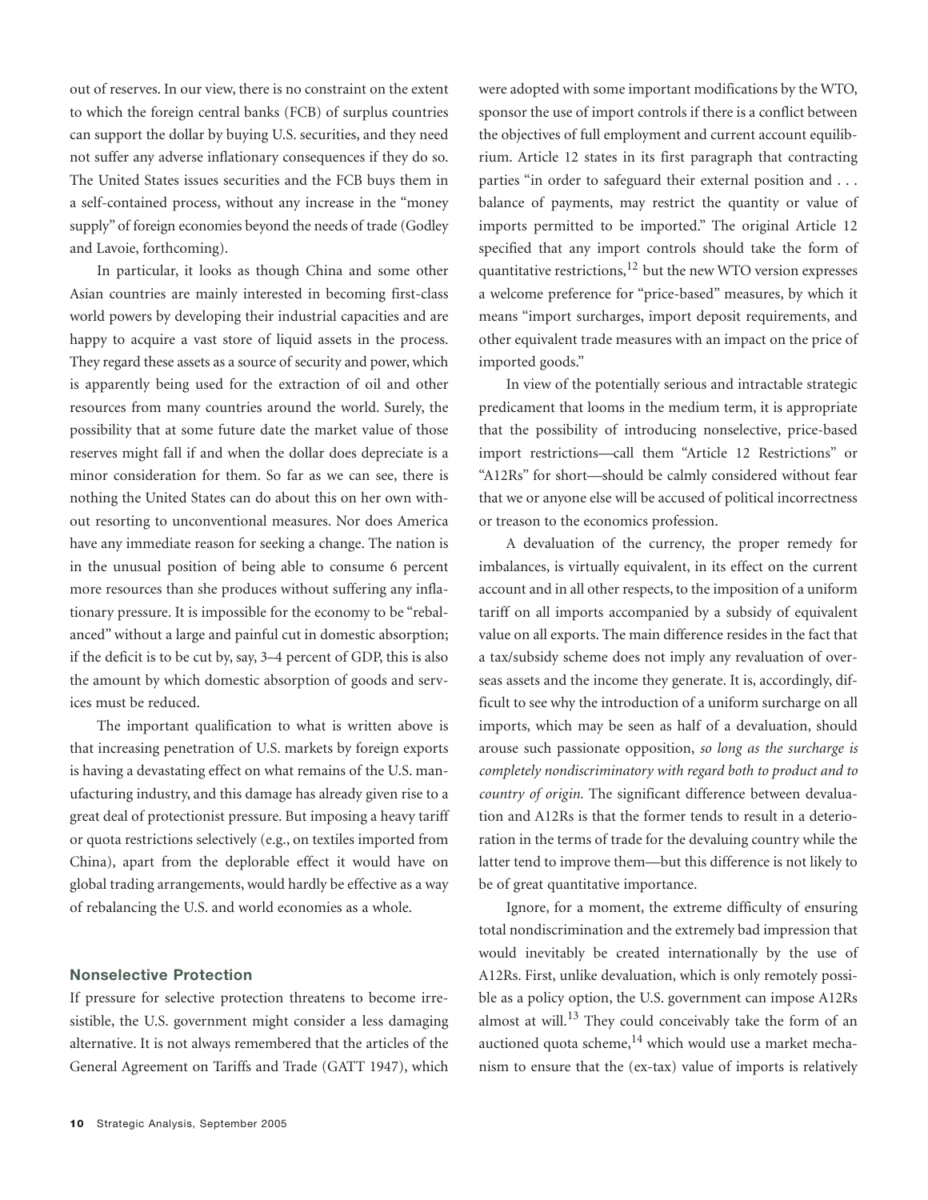out of reserves. In our view, there is no constraint on the extent to which the foreign central banks (FCB) of surplus countries can support the dollar by buying U.S. securities, and they need not suffer any adverse inflationary consequences if they do so. The United States issues securities and the FCB buys them in a self-contained process, without any increase in the "money supply" of foreign economies beyond the needs of trade (Godley and Lavoie, forthcoming).

In particular, it looks as though China and some other Asian countries are mainly interested in becoming first-class world powers by developing their industrial capacities and are happy to acquire a vast store of liquid assets in the process. They regard these assets as a source of security and power, which is apparently being used for the extraction of oil and other resources from many countries around the world. Surely, the possibility that at some future date the market value of those reserves might fall if and when the dollar does depreciate is a minor consideration for them. So far as we can see, there is nothing the United States can do about this on her own without resorting to unconventional measures. Nor does America have any immediate reason for seeking a change. The nation is in the unusual position of being able to consume 6 percent more resources than she produces without suffering any inflationary pressure. It is impossible for the economy to be "rebalanced" without a large and painful cut in domestic absorption; if the deficit is to be cut by, say, 3–4 percent of GDP, this is also the amount by which domestic absorption of goods and services must be reduced.

The important qualification to what is written above is that increasing penetration of U.S. markets by foreign exports is having a devastating effect on what remains of the U.S. manufacturing industry, and this damage has already given rise to a great deal of protectionist pressure. But imposing a heavy tariff or quota restrictions selectively (e.g., on textiles imported from China), apart from the deplorable effect it would have on global trading arrangements, would hardly be effective as a way of rebalancing the U.S. and world economies as a whole.

## Nonselective Protection

If pressure for selective protection threatens to become irresistible, the U.S. government might consider a less damaging alternative. It is not always remembered that the articles of the General Agreement on Tariffs and Trade (GATT 1947), which were adopted with some important modifications by the WTO, sponsor the use of import controls if there is a conflict between the objectives of full employment and current account equilibrium. Article 12 states in its first paragraph that contracting parties "in order to safeguard their external position and . . . balance of payments, may restrict the quantity or value of imports permitted to be imported." The original Article 12 specified that any import controls should take the form of quantitative restrictions,[12] but the new WTO version expresses a welcome preference for "price-based" measures, by which it means "import surcharges, import deposit requirements, and other equivalent trade measures with an impact on the price of imported goods."

In view of the potentially serious and intractable strategic predicament that looms in the medium term, it is appropriate that the possibility of introducing nonselective, price-based import restrictions—call them "Article 12 Restrictions" or "A12Rs" for short—should be calmly considered without fear that we or anyone else will be accused of political incorrectness or treason to the economics profession.

A devaluation of the currency, the proper remedy for imbalances, is virtually equivalent, in its effect on the current account and in all other respects, to the imposition of a uniform tariff on all imports accompanied by a subsidy of equivalent value on all exports. The main difference resides in the fact that a tax/subsidy scheme does not imply any revaluation of overseas assets and the income they generate. It is, accordingly, difficult to see why the introduction of a uniform surcharge on all imports, which may be seen as half of a devaluation, should arouse such passionate opposition, *so long as the surcharge is completely nondiscriminatory with regard both to product and to country of origin.* The significant difference between devaluation and A12Rs is that the former tends to result in a deterioration in the terms of trade for the devaluing country while the latter tend to improve them—but this difference is not likely to be of great quantitative importance.

Ignore, for a moment, the extreme difficulty of ensuring total nondiscrimination and the extremely bad impression that would inevitably be created internationally by the use of A12Rs. First, unlike devaluation, which is only remotely possible as a policy option, the U.S. government can impose A12Rs almost at will.[13] They could conceivably take the form of an auctioned quota scheme,[14] which would use a market mechanism to ensure that the (ex-tax) value of imports is relatively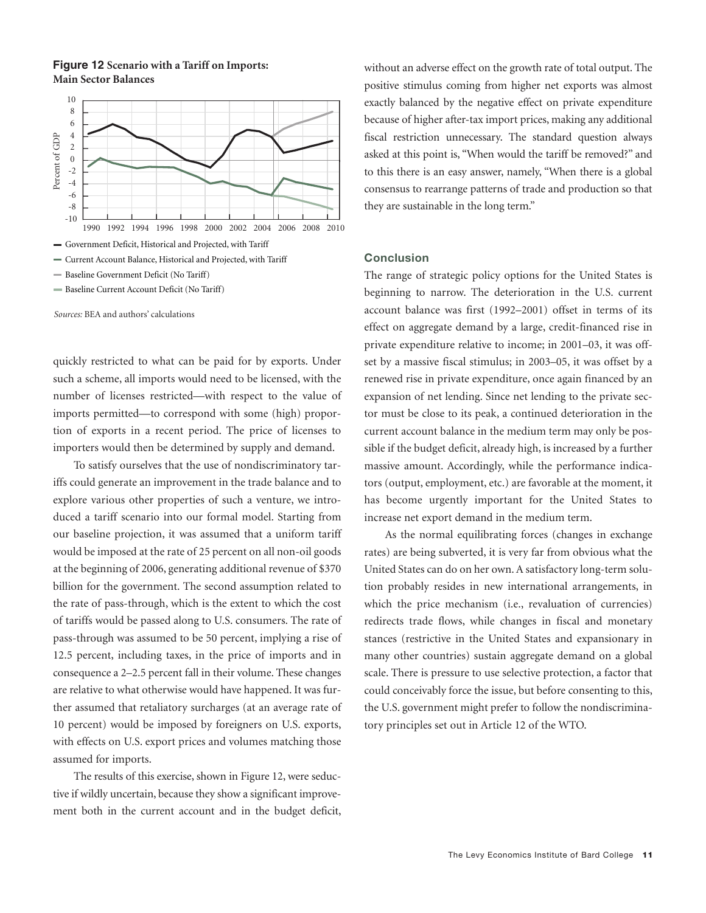**Figure 12** **Scenario with a Tariff on Imports: Main Sector Balances**

- Government Deficit, Historical and Projected, with Tariff
- Current Account Balance, Historical and Projected, with Tariff
- Baseline Government Deficit (No Tariff)
- Baseline Current Account Deficit (No Tariff)

*Sources:* BEA and authors' calculations

quickly restricted to what can be paid for by exports. Under such a scheme, all imports would need to be licensed, with the number of licenses restricted—with respect to the value of imports permitted—to correspond with some (high) proportion of exports in a recent period. The price of licenses to importers would then be determined by supply and demand.

To satisfy ourselves that the use of nondiscriminatory tariffs could generate an improvement in the trade balance and to explore various other properties of such a venture, we introduced a tariff scenario into our formal model. Starting from our baseline projection, it was assumed that a uniform tariff would be imposed at the rate of 25 percent on all non-oil goods at the beginning of 2006, generating additional revenue of $370 billion for the government. The second assumption related to the rate of pass-through, which is the extent to which the cost of tariffs would be passed along to U.S. consumers. The rate of pass-through was assumed to be 50 percent, implying a rise of 12.5 percent, including taxes, in the price of imports and in consequence a 2–2.5 percent fall in their volume. These changes are relative to what otherwise would have happened. It was further assumed that retaliatory surcharges (at an average rate of 10 percent) would be imposed by foreigners on U.S. exports, with effects on U.S. export prices and volumes matching those assumed for imports.

The results of this exercise, shown in Figure 12, were seductive if wildly uncertain, because they show a significant improvement both in the current account and in the budget deficit, without an adverse effect on the growth rate of total output. The positive stimulus coming from higher net exports was almost exactly balanced by the negative effect on private expenditure because of higher after-tax import prices, making any additional fiscal restriction unnecessary. The standard question always asked at this point is, "When would the tariff be removed?" and to this there is an easy answer, namely, "When there is a global consensus to rearrange patterns of trade and production so that they are sustainable in the long term."

## Conclusion

The range of strategic policy options for the United States is beginning to narrow. The deterioration in the U.S. current account balance was first (1992–2001) offset in terms of its effect on aggregate demand by a large, credit-financed rise in private expenditure relative to income; in 2001–03, it was offset by a massive fiscal stimulus; in 2003–05, it was offset by a renewed rise in private expenditure, once again financed by an expansion of net lending. Since net lending to the private sector must be close to its peak, a continued deterioration in the current account balance in the medium term may only be possible if the budget deficit, already high, is increased by a further massive amount. Accordingly, while the performance indicators (output, employment, etc.) are favorable at the moment, it has become urgently important for the United States to increase net export demand in the medium term.

As the normal equilibrating forces (changes in exchange rates) are being subverted, it is very far from obvious what the United States can do on her own. A satisfactory long-term solution probably resides in new international arrangements, in which the price mechanism (i.e., revaluation of currencies) redirects trade flows, while changes in fiscal and monetary stances (restrictive in the United States and expansionary in many other countries) sustain aggregate demand on a global scale. There is pressure to use selective protection, a factor that could conceivably force the issue, but before consenting to this, the U.S. government might prefer to follow the nondiscriminatory principles set out in Article 12 of the WTO.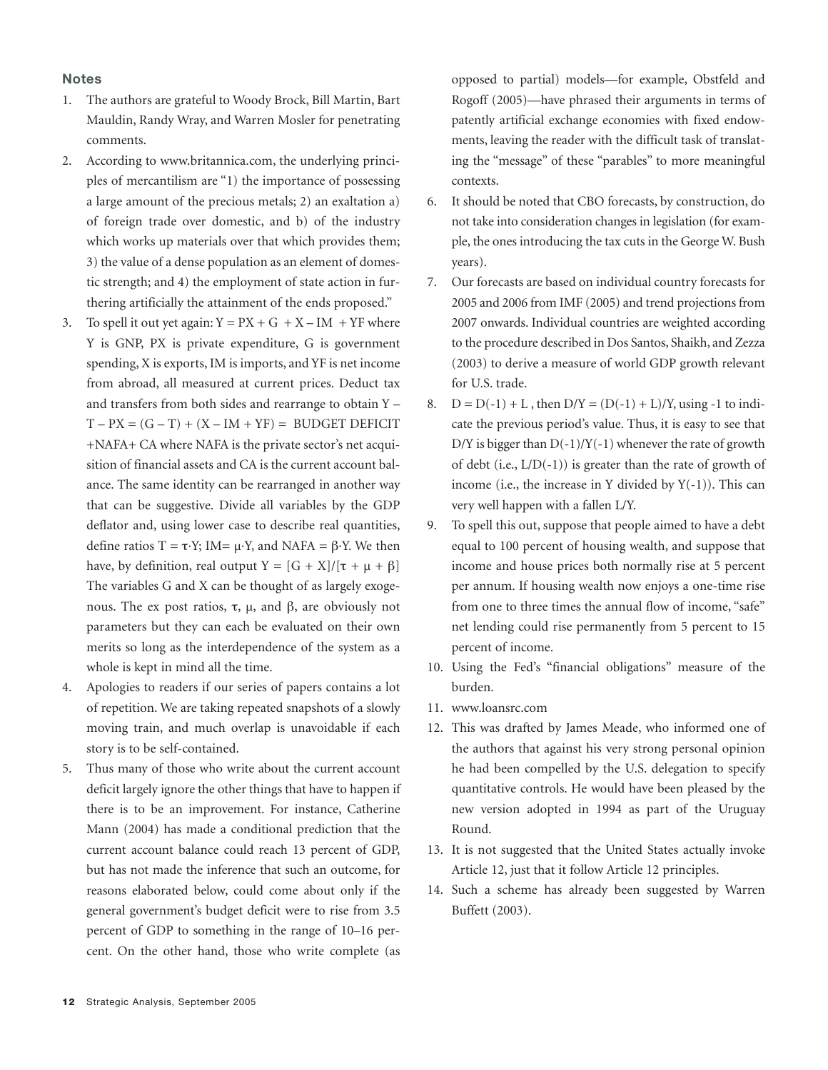## Notes

1. The authors are grateful to Woody Brock, Bill Martin, Bart Mauldin, Randy Wray, and Warren Mosler for penetrating comments.
2. According to www.britannica.com, the underlying principles of mercantilism are "1) the importance of possessing a large amount of the precious metals; 2) an exaltation a) of foreign trade over domestic, and b) of the industry which works up materials over that which provides them; 3) the value of a dense population as an element of domestic strength; and 4) the employment of state action in furthering artificially the attainment of the ends proposed."
3. To spell it out yet again: $Y = PX + G + X - IM + YF$ where Y is GNP, PX is private expenditure, G is government spending, X is exports, IM is imports, and YF is net income from abroad, all measured at current prices. Deduct tax and transfers from both sides and rearrange to obtain $Y - T - PX = (G - T) + (X - IM + YF) =$ BUDGET DEFICIT +NAFA+ CA where NAFA is the private sector's net acquisition of financial assets and CA is the current account balance. The same identity can be rearranged in another way that can be suggestive. Divide all variables by the GDP deflator and, using lower case to describe real quantities, define ratios $T = \tau \cdot Y$; $IM = \mu \cdot Y$, and $NAFA = \beta \cdot Y$. We then have, by definition, real output $Y = [G + X]/[\tau + \mu + \beta]$ The variables G and X can be thought of as largely exogenous. The ex post ratios, $\tau$, $\mu$, and $\beta$, are obviously not parameters but they can each be evaluated on their own merits so long as the interdependence of the system as a whole is kept in mind all the time.
4. Apologies to readers if our series of papers contains a lot of repetition. We are taking repeated snapshots of a slowly moving train, and much overlap is unavoidable if each story is to be self-contained.
5. Thus many of those who write about the current account deficit largely ignore the other things that have to happen if there is to be an improvement. For instance, Catherine Mann (2004) has made a conditional prediction that the current account balance could reach 13 percent of GDP, but has not made the inference that such an outcome, for reasons elaborated below, could come about only if the general government's budget deficit were to rise from 3.5 percent of GDP to something in the range of 10–16 percent. On the other hand, those who write complete (as opposed to partial) models—for example, Obstfeld and Rogoff (2005)—have phrased their arguments in terms of patently artificial exchange economies with fixed endowments, leaving the reader with the difficult task of translating the "message" of these "parables" to more meaningful contexts.
6. It should be noted that CBO forecasts, by construction, do not take into consideration changes in legislation (for example, the ones introducing the tax cuts in the George W. Bush years).
7. Our forecasts are based on individual country forecasts for 2005 and 2006 from IMF (2005) and trend projections from 2007 onwards. Individual countries are weighted according to the procedure described in Dos Santos, Shaikh, and Zezza (2003) to derive a measure of world GDP growth relevant for U.S. trade.
8. $D = D(-1) + L$, then $D/Y = (D(-1) + L)/Y$, using -1 to indicate the previous period's value. Thus, it is easy to see that $D/Y$ is bigger than $D(-1)/Y(-1)$ whenever the rate of growth of debt (i.e., $L/D(-1)$) is greater than the rate of growth of income (i.e., the increase in Y divided by $Y(-1)$). This can very well happen with a fallen $L/Y$.
9. To spell this out, suppose that people aimed to have a debt equal to 100 percent of housing wealth, and suppose that income and house prices both normally rise at 5 percent per annum. If housing wealth now enjoys a one-time rise from one to three times the annual flow of income, "safe" net lending could rise permanently from 5 percent to 15 percent of income.
10. Using the Fed's "financial obligations" measure of the burden.
11. www.loansrc.com
12. This was drafted by James Meade, who informed one of the authors that against his very strong personal opinion he had been compelled by the U.S. delegation to specify quantitative controls. He would have been pleased by the new version adopted in 1994 as part of the Uruguay Round.
13. It is not suggested that the United States actually invoke Article 12, just that it follow Article 12 principles.
14. Such a scheme has already been suggested by Warren Buffett (2003).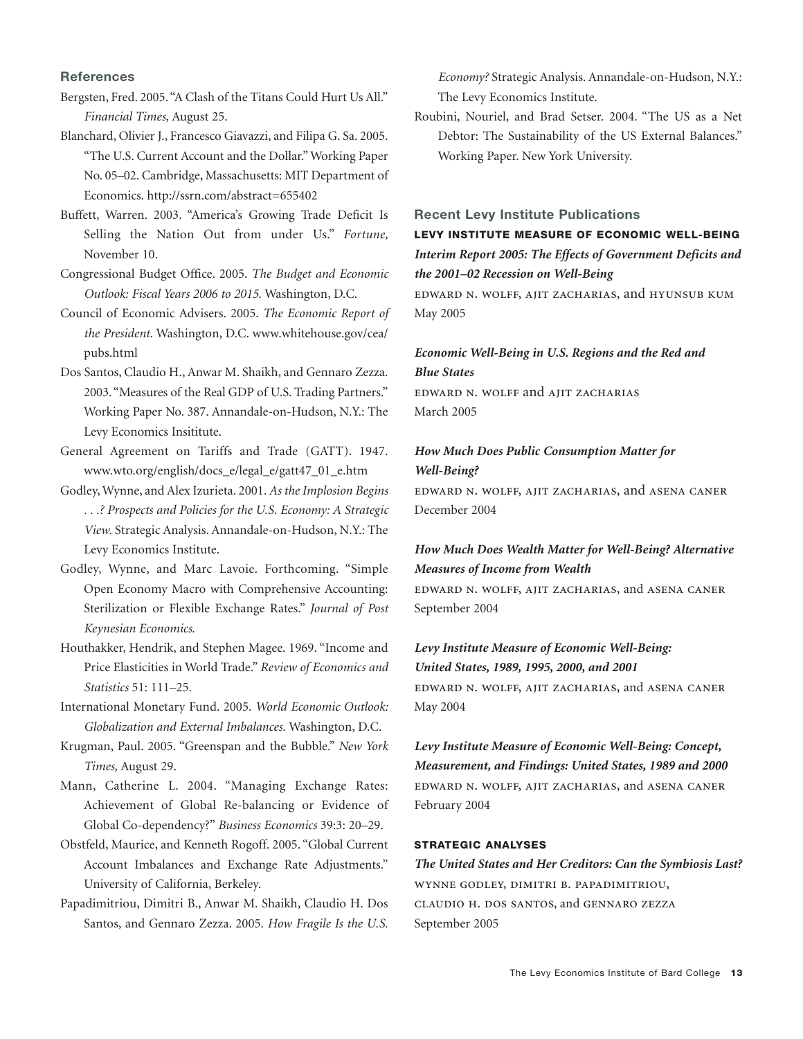## References

Bergsten, Fred. 2005. "A Clash of the Titans Could Hurt Us All." *Financial Times,* August 25.

Blanchard, Olivier J., Francesco Giavazzi, and Filipa G. Sa. 2005. "The U.S. Current Account and the Dollar." Working Paper No. 05–02. Cambridge, Massachusetts: MIT Department of Economics. http://ssrn.com/abstract=655402

Buffett, Warren. 2003. "America's Growing Trade Deficit Is Selling the Nation Out from under Us." *Fortune,* November 10.

Congressional Budget Office. 2005. *The Budget and Economic Outlook: Fiscal Years 2006 to 2015.* Washington, D.C.

Council of Economic Advisers. 2005. *The Economic Report of the President.* Washington, D.C. www.whitehouse.gov/cea/pubs.html

Dos Santos, Claudio H., Anwar M. Shaikh, and Gennaro Zezza. 2003. "Measures of the Real GDP of U.S. Trading Partners." Working Paper No. 387. Annandale-on-Hudson, N.Y.: The Levy Economics Insititute.

General Agreement on Tariffs and Trade (GATT). 1947. www.wto.org/english/docs_e/legal_e/gatt47_01_e.htm

Godley, Wynne, and Alex Izurieta. 2001. *As the Implosion Begins . . .? Prospects and Policies for the U.S. Economy: A Strategic View.* Strategic Analysis. Annandale-on-Hudson, N.Y.: The Levy Economics Institute.

Godley, Wynne, and Marc Lavoie. Forthcoming. "Simple Open Economy Macro with Comprehensive Accounting: Sterilization or Flexible Exchange Rates." *Journal of Post Keynesian Economics.*

Houthakker, Hendrik, and Stephen Magee. 1969. "Income and Price Elasticities in World Trade." *Review of Economics and Statistics* 51: 111–25.

International Monetary Fund. 2005. *World Economic Outlook: Globalization and External Imbalances.* Washington, D.C.

Krugman, Paul. 2005. "Greenspan and the Bubble." *New York Times,* August 29.

Mann, Catherine L. 2004. "Managing Exchange Rates: Achievement of Global Re-balancing or Evidence of Global Co-dependency?" *Business Economics* 39:3: 20–29.

Obstfeld, Maurice, and Kenneth Rogoff. 2005. "Global Current Account Imbalances and Exchange Rate Adjustments." University of California, Berkeley.

Papadimitriou, Dimitri B., Anwar M. Shaikh, Claudio H. Dos Santos, and Gennaro Zezza. 2005. *How Fragile Is the U.S. Economy?* Strategic Analysis. Annandale-on-Hudson, N.Y.: The Levy Economics Institute.

Roubini, Nouriel, and Brad Setser. 2004. "The US as a Net Debtor: The Sustainability of the US External Balances." Working Paper. New York University.

## Recent Levy Institute Publications

### LEVY INSTITUTE MEASURE OF ECONOMIC WELL-BEING

***Interim Report 2005: The Effects of Government Deficits and the 2001–02 Recession on Well-Being***
EDWARD N. WOLFF, AJIT ZACHARIAS, and HYUNSUB KUM
May 2005

***Economic Well-Being in U.S. Regions and the Red and Blue States***
EDWARD N. WOLFF and AJIT ZACHARIAS
March 2005

***How Much Does Public Consumption Matter for Well-Being?***
EDWARD N. WOLFF, AJIT ZACHARIAS, and ASENA CANER
December 2004

***How Much Does Wealth Matter for Well-Being? Alternative Measures of Income from Wealth***
EDWARD N. WOLFF, AJIT ZACHARIAS, and ASENA CANER
September 2004

***Levy Institute Measure of Economic Well-Being: United States, 1989, 1995, 2000, and 2001***
EDWARD N. WOLFF, AJIT ZACHARIAS, and ASENA CANER
May 2004

***Levy Institute Measure of Economic Well-Being: Concept, Measurement, and Findings: United States, 1989 and 2000***
EDWARD N. WOLFF, AJIT ZACHARIAS, and ASENA CANER
February 2004

### STRATEGIC ANALYSES

***The United States and Her Creditors: Can the Symbiosis Last?***
WYNNE GODLEY, DIMITRI B. PAPADIMITRIOU, CLAUDIO H. DOS SANTOS, and GENNARO ZEZZA
September 2005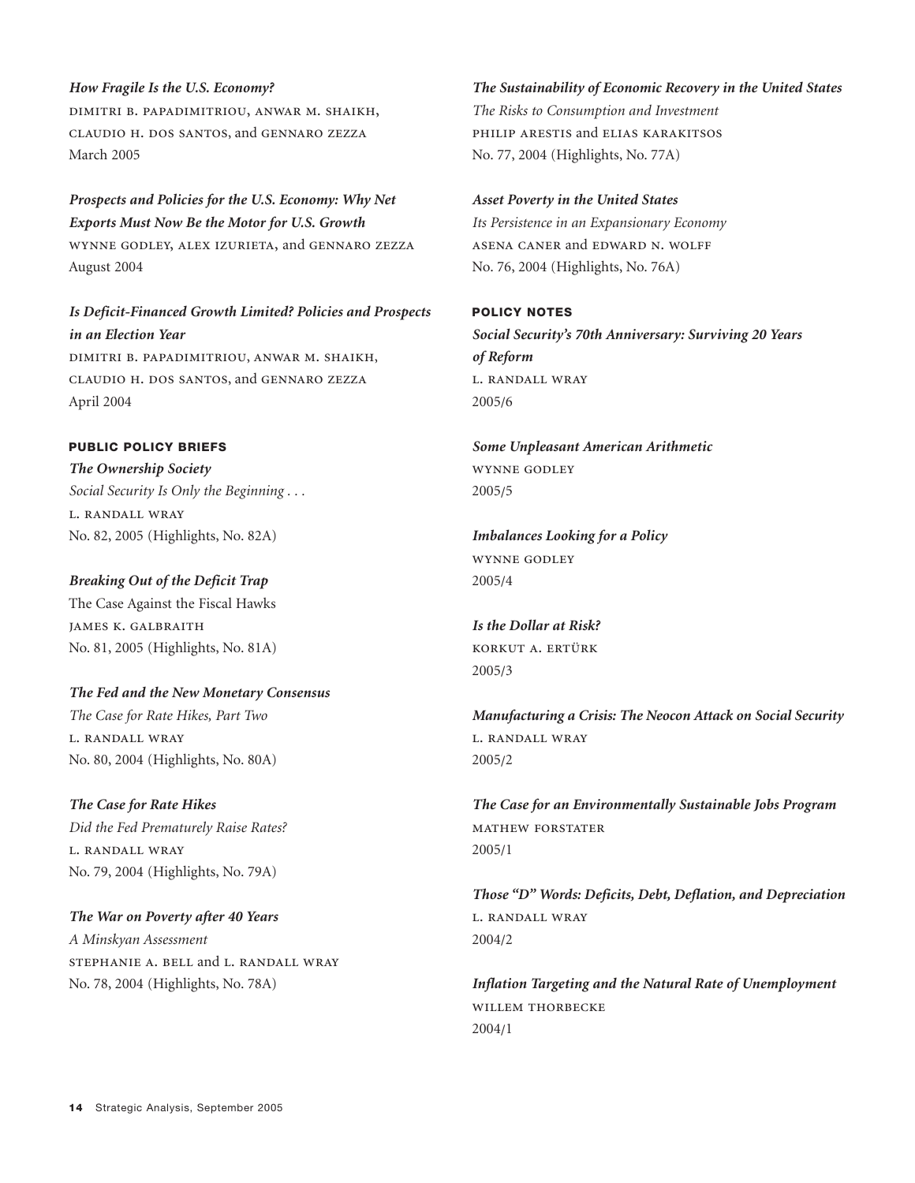***How Fragile Is the U.S. Economy?***
Dimitri B. Papadimitriou, Anwar M. Shaikh, Claudio H. dos Santos, and Gennaro Zezza
March 2005

***Prospects and Policies for the U.S. Economy: Why Net Exports Must Now Be the Motor for U.S. Growth***
Wynne Godley, Alex Izurieta, and Gennaro Zezza
August 2004

***Is Deficit-Financed Growth Limited? Policies and Prospects in an Election Year***
Dimitri B. Papadimitriou, Anwar M. Shaikh, Claudio H. dos Santos, and Gennaro Zezza
April 2004

**PUBLIC POLICY BRIEFS**

***The Ownership Society***
*Social Security Is Only the Beginning . . .*
L. Randall Wray
No. 82, 2005 (Highlights, No. 82A)

***Breaking Out of the Deficit Trap***
The Case Against the Fiscal Hawks
James K. Galbraith
No. 81, 2005 (Highlights, No. 81A)

***The Fed and the New Monetary Consensus***
*The Case for Rate Hikes, Part Two*
L. Randall Wray
No. 80, 2004 (Highlights, No. 80A)

***The Case for Rate Hikes***
*Did the Fed Prematurely Raise Rates?*
L. Randall Wray
No. 79, 2004 (Highlights, No. 79A)

***The War on Poverty after 40 Years***
*A Minskyan Assessment*
Stephanie A. Bell and L. Randall Wray
No. 78, 2004 (Highlights, No. 78A)

***The Sustainability of Economic Recovery in the United States***
*The Risks to Consumption and Investment*
Philip Arestis and Elias Karakitsos
No. 77, 2004 (Highlights, No. 77A)

***Asset Poverty in the United States***
*Its Persistence in an Expansionary Economy*
Asena Caner and Edward N. Wolff
No. 76, 2004 (Highlights, No. 76A)

**POLICY NOTES**

***Social Security's 70th Anniversary: Surviving 20 Years of Reform***
L. Randall Wray
2005/6

***Some Unpleasant American Arithmetic***
Wynne Godley
2005/5

***Imbalances Looking for a Policy***
Wynne Godley
2005/4

***Is the Dollar at Risk?***
Korkut A. Ertürk
2005/3

***Manufacturing a Crisis: The Neocon Attack on Social Security***
L. Randall Wray
2005/2

***The Case for an Environmentally Sustainable Jobs Program***
Mathew Forstater
2005/1

***Those "D" Words: Deficits, Debt, Deflation, and Depreciation***
L. Randall Wray
2004/2

***Inflation Targeting and the Natural Rate of Unemployment***
Willem Thorbecke
2004/1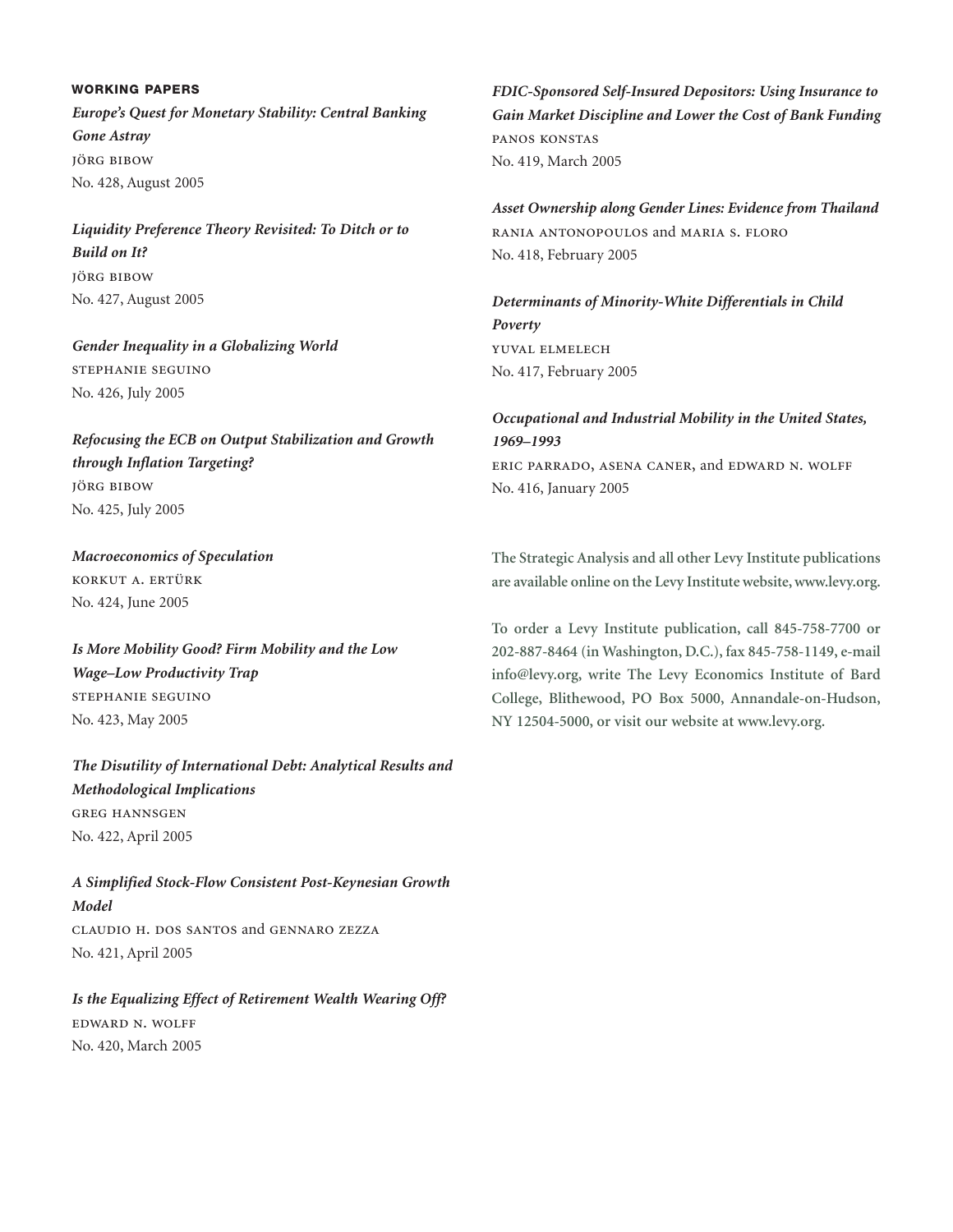### WORKING PAPERS

***Europe's Quest for Monetary Stability: Central Banking Gone Astray***
JÖRG BIBOW
No. 428, August 2005

***Liquidity Preference Theory Revisited: To Ditch or to Build on It?***
JÖRG BIBOW
No. 427, August 2005

***Gender Inequality in a Globalizing World***
STEPHANIE SEGUINO
No. 426, July 2005

***Refocusing the ECB on Output Stabilization and Growth through Inflation Targeting?***
JÖRG BIBOW
No. 425, July 2005

***Macroeconomics of Speculation***
KORKUT A. ERTÜRK
No. 424, June 2005

***Is More Mobility Good? Firm Mobility and the Low Wage–Low Productivity Trap***
STEPHANIE SEGUINO
No. 423, May 2005

***The Disutility of International Debt: Analytical Results and Methodological Implications***
GREG HANNSGEN
No. 422, April 2005

***A Simplified Stock-Flow Consistent Post-Keynesian Growth Model***
CLAUDIO H. DOS SANTOS and GENNARO ZEZZA
No. 421, April 2005

***Is the Equalizing Effect of Retirement Wealth Wearing Off?***
EDWARD N. WOLFF
No. 420, March 2005

***FDIC-Sponsored Self-Insured Depositors: Using Insurance to Gain Market Discipline and Lower the Cost of Bank Funding***
PANOS KONSTAS
No. 419, March 2005

***Asset Ownership along Gender Lines: Evidence from Thailand***
RANIA ANTONOPOULOS and MARIA S. FLORO
No. 418, February 2005

***Determinants of Minority-White Differentials in Child Poverty***
YUVAL ELMELECH
No. 417, February 2005

***Occupational and Industrial Mobility in the United States, 1969–1993***
ERIC PARRADO, ASENA CANER, and EDWARD N. WOLFF
No. 416, January 2005

**The Strategic Analysis and all other Levy Institute publications are available online on the Levy Institute website, www.levy.org.**

**To order a Levy Institute publication, call 845-758-7700 or 202-887-8464 (in Washington, D.C.), fax 845-758-1149, e-mail info@levy.org, write The Levy Economics Institute of Bard College, Blithewood, PO Box 5000, Annandale-on-Hudson, NY 12504-5000, or visit our website at www.levy.org.**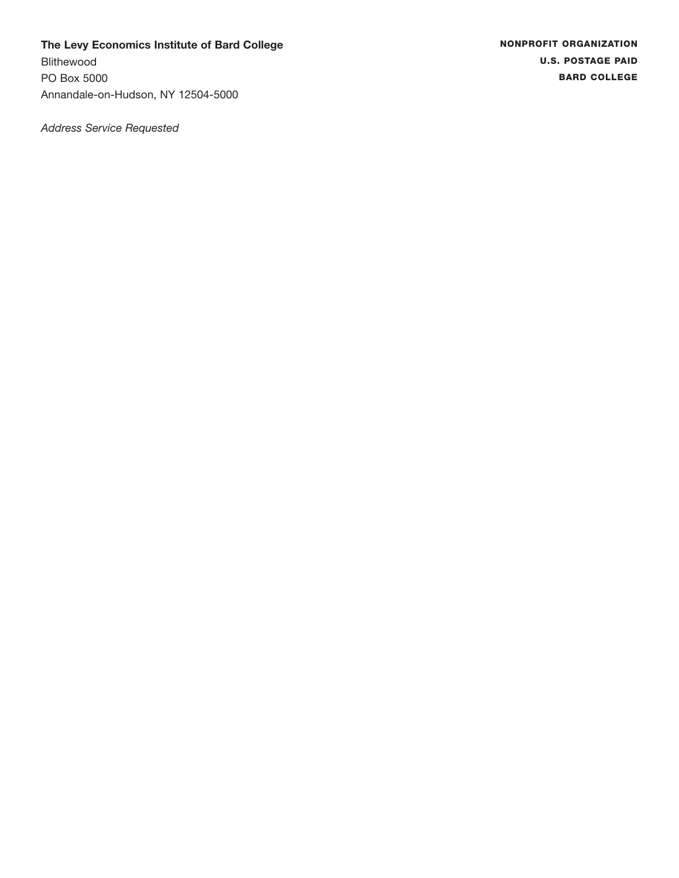**The Levy Economics Institute of Bard College**

Blithewood

PO Box 5000

Annandale-on-Hudson, NY 12504-5000

*Address Service Requested*

**NONPROFIT ORGANIZATION**

**U.S. POSTAGE PAID**

**BARD COLLEGE**